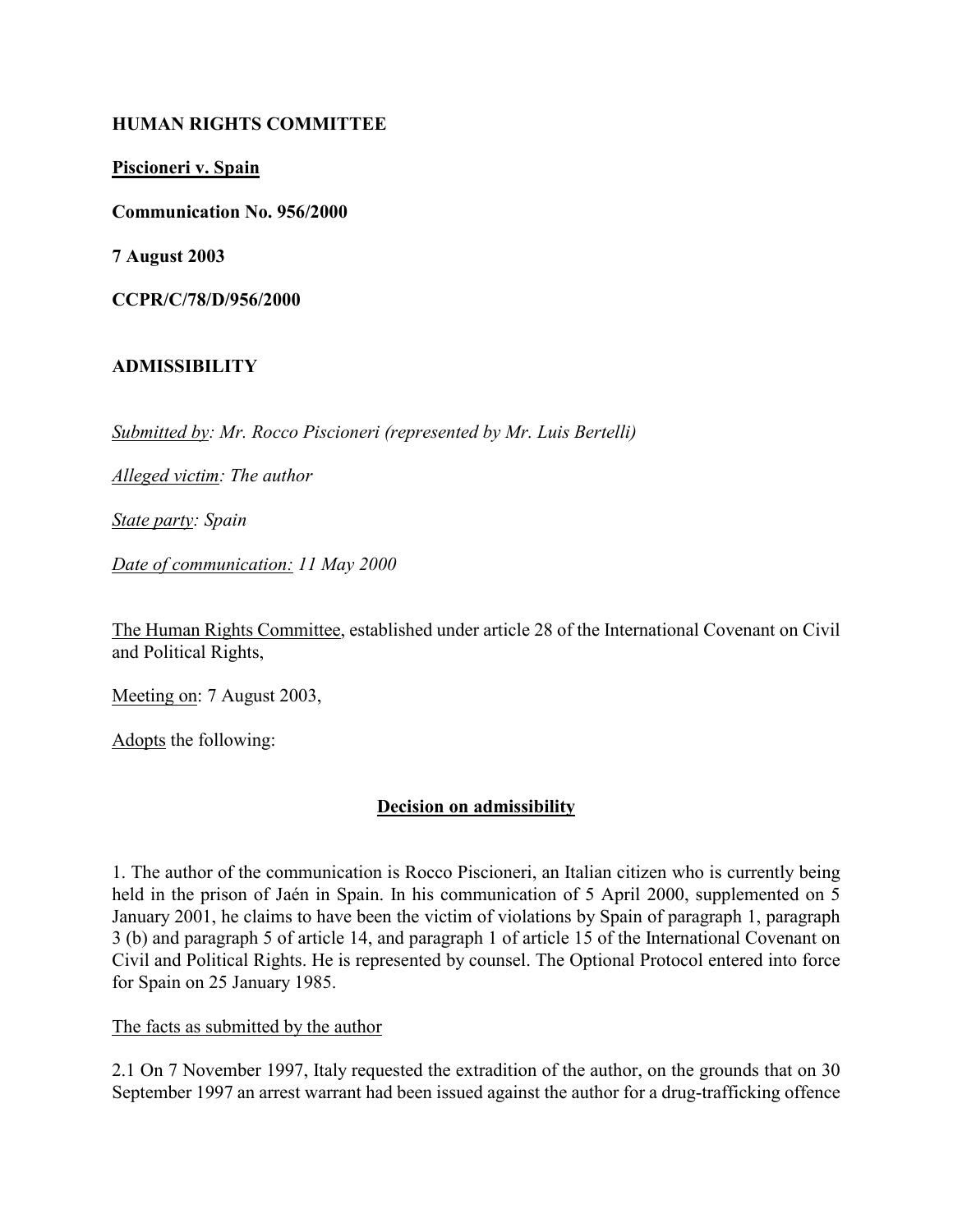**HUMAN RIGHTS COMMITTEE**

**Piscioneri v. Spain**

**Communication No. 956/2000**

**7 August 2003**

**CCPR/C/78/D/956/2000**

**ADMISSIBILITY**

*Submitted by: Mr. Rocco Piscioneri (represented by Mr. Luis Bertelli)*

*Alleged victim: The author*

*State party: Spain*

*Date of communication: 11 May 2000*

The Human Rights Committee, established under article 28 of the International Covenant on Civil and Political Rights,

Meeting on: 7 August 2003,

Adopts the following:

**Decision on admissibility**

1. The author of the communication is Rocco Piscioneri, an Italian citizen who is currently being held in the prison of Jaén in Spain. In his communication of 5 April 2000, supplemented on 5 January 2001, he claims to have been the victim of violations by Spain of paragraph 1, paragraph 3 (b) and paragraph 5 of article 14, and paragraph 1 of article 15 of the International Covenant on Civil and Political Rights. He is represented by counsel. The Optional Protocol entered into force for Spain on 25 January 1985.

The facts as submitted by the author

2.1 On 7 November 1997, Italy requested the extradition of the author, on the grounds that on 30 September 1997 an arrest warrant had been issued against the author for a drug-trafficking offence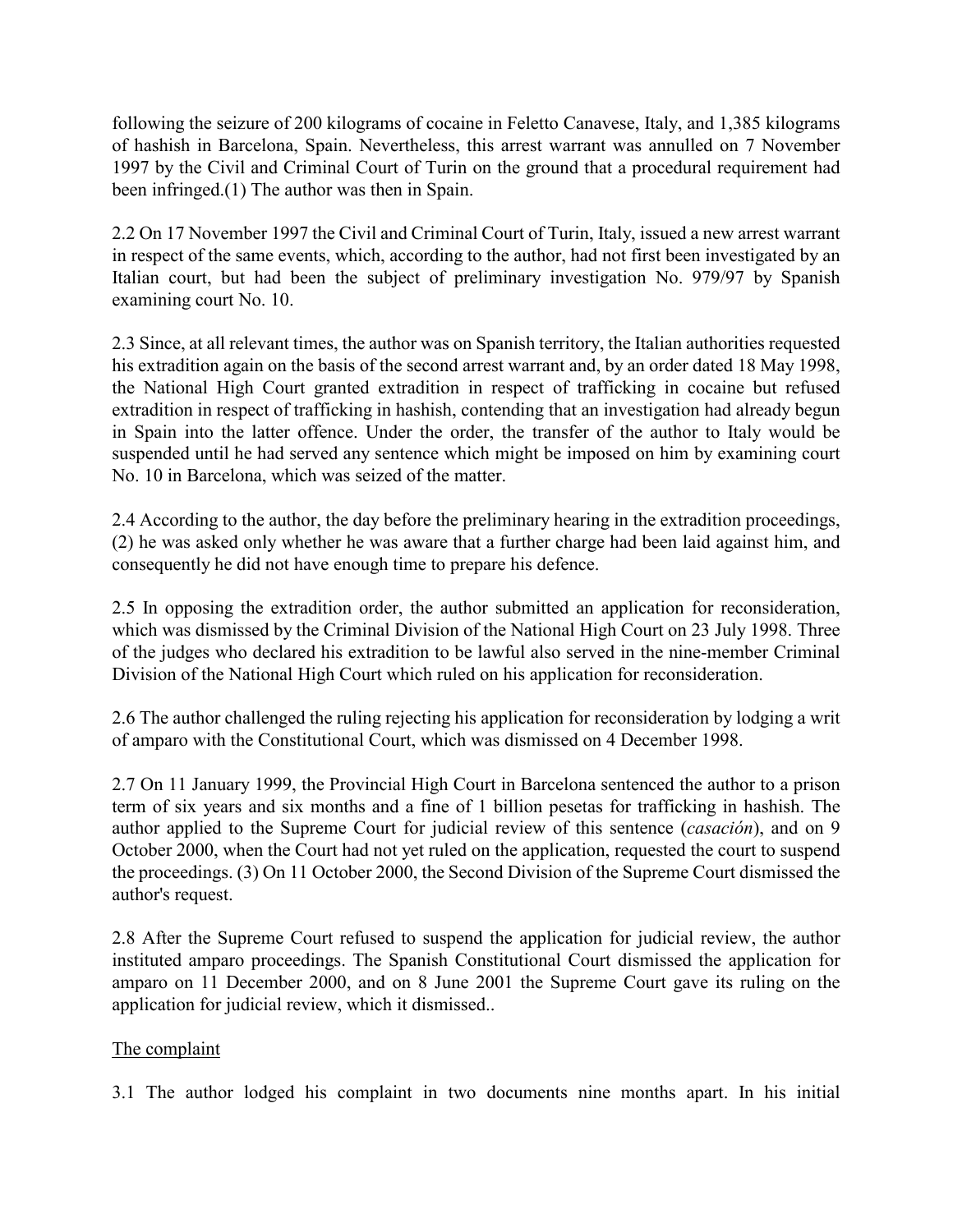following the seizure of 200 kilograms of cocaine in Feletto Canavese, Italy, and 1,385 kilograms of hashish in Barcelona, Spain. Nevertheless, this arrest warrant was annulled on 7 November 1997 by the Civil and Criminal Court of Turin on the ground that a procedural requirement had been infringed.(1) The author was then in Spain.

2.2 On 17 November 1997 the Civil and Criminal Court of Turin, Italy, issued a new arrest warrant in respect of the same events, which, according to the author, had not first been investigated by an Italian court, but had been the subject of preliminary investigation No. 979/97 by Spanish examining court No. 10.

2.3 Since, at all relevant times, the author was on Spanish territory, the Italian authorities requested his extradition again on the basis of the second arrest warrant and, by an order dated 18 May 1998, the National High Court granted extradition in respect of trafficking in cocaine but refused extradition in respect of trafficking in hashish, contending that an investigation had already begun in Spain into the latter offence. Under the order, the transfer of the author to Italy would be suspended until he had served any sentence which might be imposed on him by examining court No. 10 in Barcelona, which was seized of the matter.

2.4 According to the author, the day before the preliminary hearing in the extradition proceedings, (2) he was asked only whether he was aware that a further charge had been laid against him, and consequently he did not have enough time to prepare his defence.

2.5 In opposing the extradition order, the author submitted an application for reconsideration, which was dismissed by the Criminal Division of the National High Court on 23 July 1998. Three of the judges who declared his extradition to be lawful also served in the nine-member Criminal Division of the National High Court which ruled on his application for reconsideration.

2.6 The author challenged the ruling rejecting his application for reconsideration by lodging a writ of amparo with the Constitutional Court, which was dismissed on 4 December 1998.

2.7 On 11 January 1999, the Provincial High Court in Barcelona sentenced the author to a prison term of six years and six months and a fine of 1 billion pesetas for trafficking in hashish. The author applied to the Supreme Court for judicial review of this sentence (*casación*), and on 9 October 2000, when the Court had not yet ruled on the application, requested the court to suspend the proceedings. (3) On 11 October 2000, the Second Division of the Supreme Court dismissed the author's request.

2.8 After the Supreme Court refused to suspend the application for judicial review, the author instituted amparo proceedings. The Spanish Constitutional Court dismissed the application for amparo on 11 December 2000, and on 8 June 2001 the Supreme Court gave its ruling on the application for judicial review, which it dismissed..

<u>The complaint</u>

3.1 The author lodged his complaint in two documents nine months apart. In his initial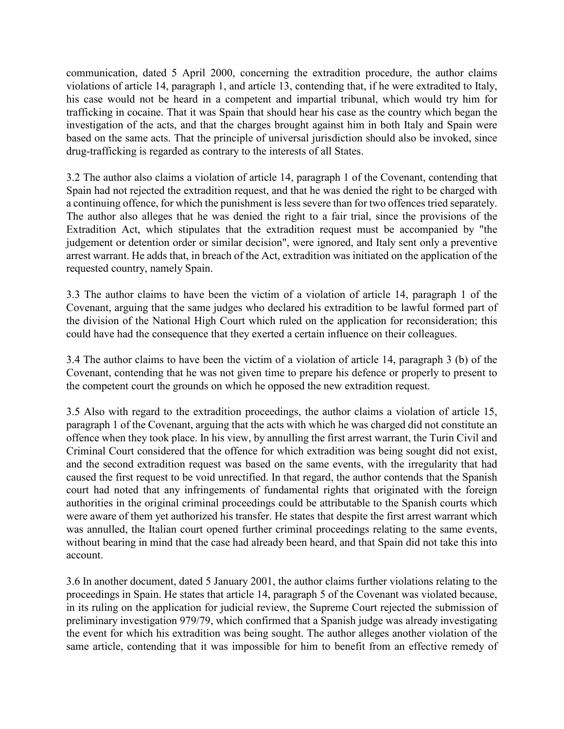communication, dated 5 April 2000, concerning the extradition procedure, the author claims violations of article 14, paragraph 1, and article 13, contending that, if he were extradited to Italy, his case would not be heard in a competent and impartial tribunal, which would try him for trafficking in cocaine. That it was Spain that should hear his case as the country which began the investigation of the acts, and that the charges brought against him in both Italy and Spain were based on the same acts. That the principle of universal jurisdiction should also be invoked, since drug-trafficking is regarded as contrary to the interests of all States.

3.2 The author also claims a violation of article 14, paragraph 1 of the Covenant, contending that Spain had not rejected the extradition request, and that he was denied the right to be charged with a continuing offence, for which the punishment is less severe than for two offences tried separately. The author also alleges that he was denied the right to a fair trial, since the provisions of the Extradition Act, which stipulates that the extradition request must be accompanied by "the judgement or detention order or similar decision", were ignored, and Italy sent only a preventive arrest warrant. He adds that, in breach of the Act, extradition was initiated on the application of the requested country, namely Spain.

3.3 The author claims to have been the victim of a violation of article 14, paragraph 1 of the Covenant, arguing that the same judges who declared his extradition to be lawful formed part of the division of the National High Court which ruled on the application for reconsideration; this could have had the consequence that they exerted a certain influence on their colleagues.

3.4 The author claims to have been the victim of a violation of article 14, paragraph 3 (b) of the Covenant, contending that he was not given time to prepare his defence or properly to present to the competent court the grounds on which he opposed the new extradition request.

3.5 Also with regard to the extradition proceedings, the author claims a violation of article 15, paragraph 1 of the Covenant, arguing that the acts with which he was charged did not constitute an offence when they took place. In his view, by annulling the first arrest warrant, the Turin Civil and Criminal Court considered that the offence for which extradition was being sought did not exist, and the second extradition request was based on the same events, with the irregularity that had caused the first request to be void unrectified. In that regard, the author contends that the Spanish court had noted that any infringements of fundamental rights that originated with the foreign authorities in the original criminal proceedings could be attributable to the Spanish courts which were aware of them yet authorized his transfer. He states that despite the first arrest warrant which was annulled, the Italian court opened further criminal proceedings relating to the same events, without bearing in mind that the case had already been heard, and that Spain did not take this into account.

3.6 In another document, dated 5 January 2001, the author claims further violations relating to the proceedings in Spain. He states that article 14, paragraph 5 of the Covenant was violated because, in its ruling on the application for judicial review, the Supreme Court rejected the submission of preliminary investigation 979/79, which confirmed that a Spanish judge was already investigating the event for which his extradition was being sought. The author alleges another violation of the same article, contending that it was impossible for him to benefit from an effective remedy of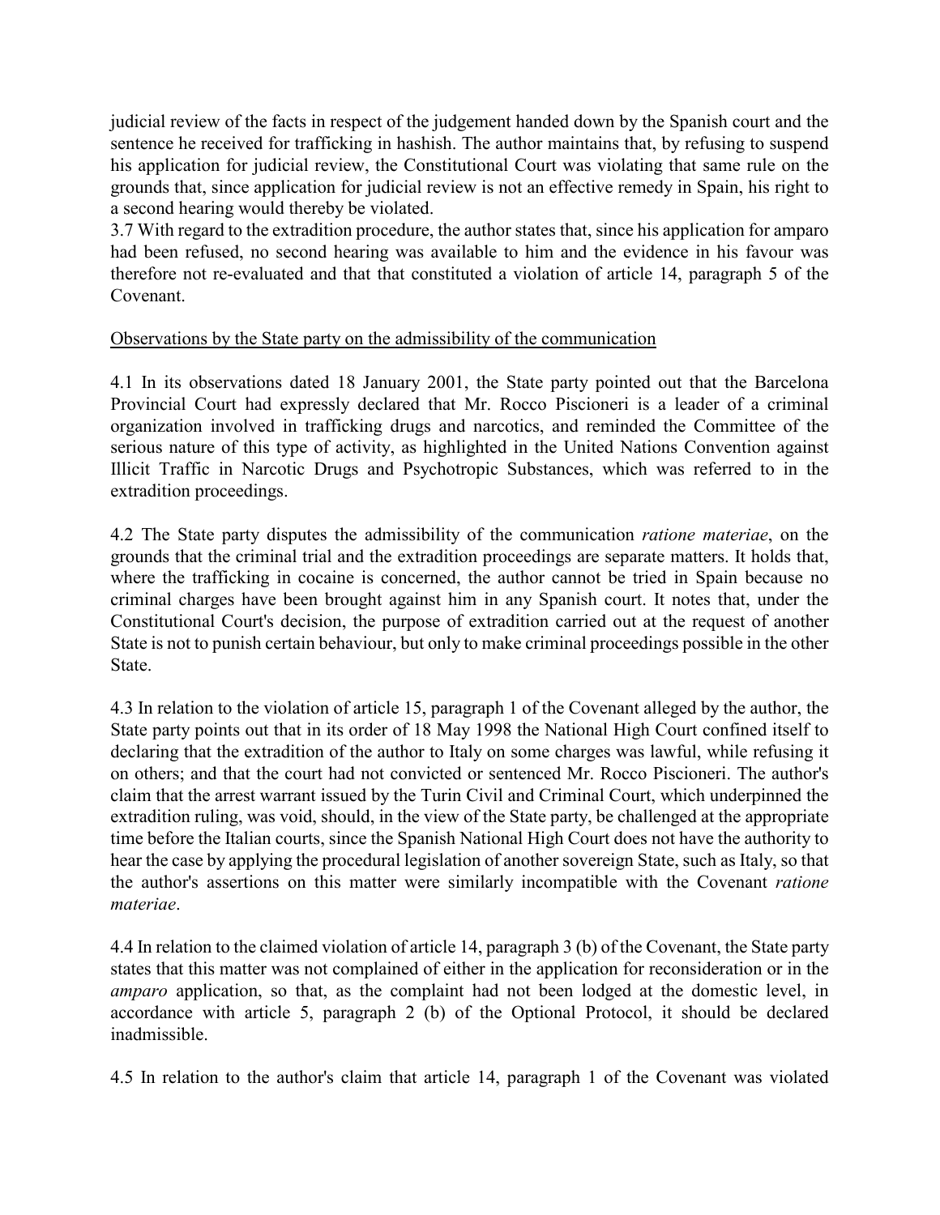judicial review of the facts in respect of the judgement handed down by the Spanish court and the sentence he received for trafficking in hashish. The author maintains that, by refusing to suspend his application for judicial review, the Constitutional Court was violating that same rule on the grounds that, since application for judicial review is not an effective remedy in Spain, his right to a second hearing would thereby be violated.

3.7 With regard to the extradition procedure, the author states that, since his application for amparo had been refused, no second hearing was available to him and the evidence in his favour was therefore not re-evaluated and that that constituted a violation of article 14, paragraph 5 of the Covenant.

## Observations by the State party on the admissibility of the communication

4.1 In its observations dated 18 January 2001, the State party pointed out that the Barcelona Provincial Court had expressly declared that Mr. Rocco Piscioneri is a leader of a criminal organization involved in trafficking drugs and narcotics, and reminded the Committee of the serious nature of this type of activity, as highlighted in the United Nations Convention against Illicit Traffic in Narcotic Drugs and Psychotropic Substances, which was referred to in the extradition proceedings.

4.2 The State party disputes the admissibility of the communication *ratione materiae*, on the grounds that the criminal trial and the extradition proceedings are separate matters. It holds that, where the trafficking in cocaine is concerned, the author cannot be tried in Spain because no criminal charges have been brought against him in any Spanish court. It notes that, under the Constitutional Court's decision, the purpose of extradition carried out at the request of another State is not to punish certain behaviour, but only to make criminal proceedings possible in the other State.

4.3 In relation to the violation of article 15, paragraph 1 of the Covenant alleged by the author, the State party points out that in its order of 18 May 1998 the National High Court confined itself to declaring that the extradition of the author to Italy on some charges was lawful, while refusing it on others; and that the court had not convicted or sentenced Mr. Rocco Piscioneri. The author's claim that the arrest warrant issued by the Turin Civil and Criminal Court, which underpinned the extradition ruling, was void, should, in the view of the State party, be challenged at the appropriate time before the Italian courts, since the Spanish National High Court does not have the authority to hear the case by applying the procedural legislation of another sovereign State, such as Italy, so that the author's assertions on this matter were similarly incompatible with the Covenant *ratione materiae*.

4.4 In relation to the claimed violation of article 14, paragraph 3 (b) of the Covenant, the State party states that this matter was not complained of either in the application for reconsideration or in the *amparo* application, so that, as the complaint had not been lodged at the domestic level, in accordance with article 5, paragraph 2 (b) of the Optional Protocol, it should be declared inadmissible.

4.5 In relation to the author's claim that article 14, paragraph 1 of the Covenant was violated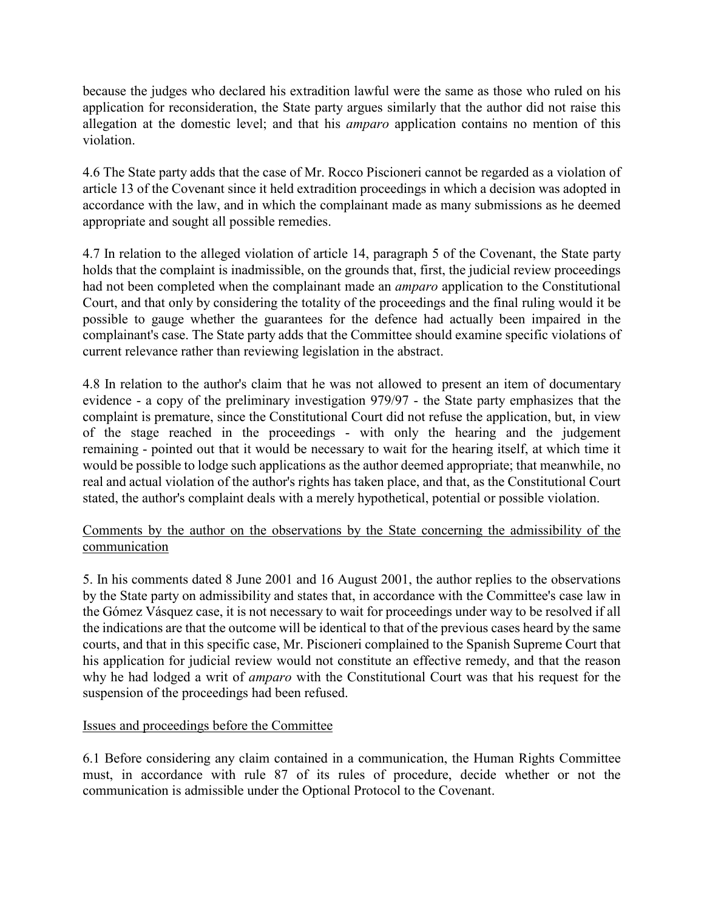because the judges who declared his extradition lawful were the same as those who ruled on his application for reconsideration, the State party argues similarly that the author did not raise this allegation at the domestic level; and that his *amparo* application contains no mention of this violation.

4.6 The State party adds that the case of Mr. Rocco Piscioneri cannot be regarded as a violation of article 13 of the Covenant since it held extradition proceedings in which a decision was adopted in accordance with the law, and in which the complainant made as many submissions as he deemed appropriate and sought all possible remedies.

4.7 In relation to the alleged violation of article 14, paragraph 5 of the Covenant, the State party holds that the complaint is inadmissible, on the grounds that, first, the judicial review proceedings had not been completed when the complainant made an *amparo* application to the Constitutional Court, and that only by considering the totality of the proceedings and the final ruling would it be possible to gauge whether the guarantees for the defence had actually been impaired in the complainant's case. The State party adds that the Committee should examine specific violations of current relevance rather than reviewing legislation in the abstract.

4.8 In relation to the author's claim that he was not allowed to present an item of documentary evidence - a copy of the preliminary investigation 979/97 - the State party emphasizes that the complaint is premature, since the Constitutional Court did not refuse the application, but, in view of the stage reached in the proceedings - with only the hearing and the judgement remaining - pointed out that it would be necessary to wait for the hearing itself, at which time it would be possible to lodge such applications as the author deemed appropriate; that meanwhile, no real and actual violation of the author's rights has taken place, and that, as the Constitutional Court stated, the author's complaint deals with a merely hypothetical, potential or possible violation.

<u>Comments by the author on the observations by the State concerning the admissibility of the communication</u>

5. In his comments dated 8 June 2001 and 16 August 2001, the author replies to the observations by the State party on admissibility and states that, in accordance with the Committee's case law in the Gómez Vásquez case, it is not necessary to wait for proceedings under way to be resolved if all the indications are that the outcome will be identical to that of the previous cases heard by the same courts, and that in this specific case, Mr. Piscioneri complained to the Spanish Supreme Court that his application for judicial review would not constitute an effective remedy, and that the reason why he had lodged a writ of *amparo* with the Constitutional Court was that his request for the suspension of the proceedings had been refused.

<u>Issues and proceedings before the Committee</u>

6.1 Before considering any claim contained in a communication, the Human Rights Committee must, in accordance with rule 87 of its rules of procedure, decide whether or not the communication is admissible under the Optional Protocol to the Covenant.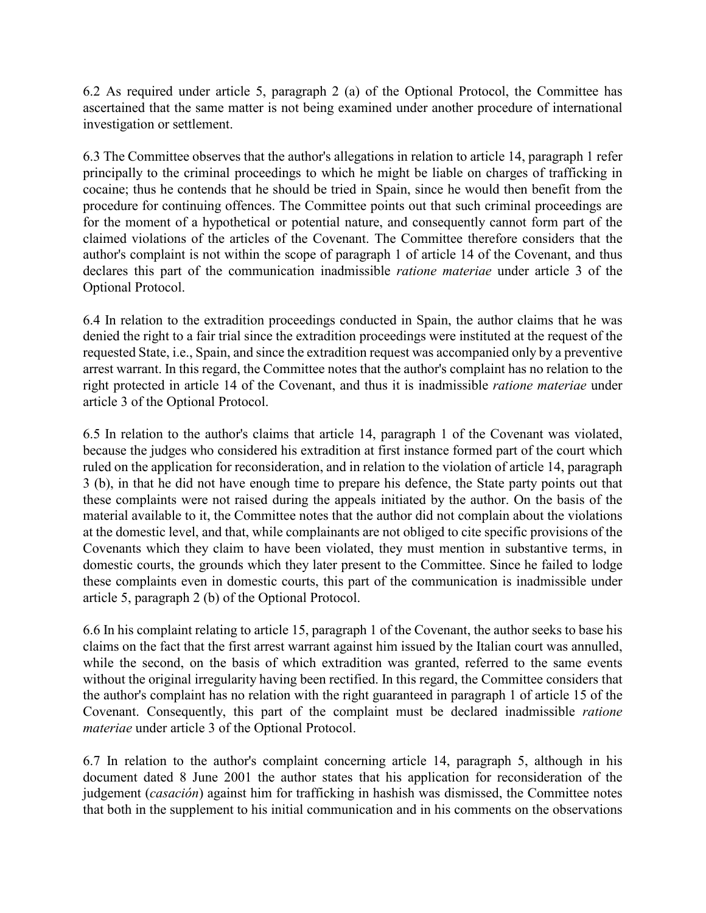6.2 As required under article 5, paragraph 2 (a) of the Optional Protocol, the Committee has ascertained that the same matter is not being examined under another procedure of international investigation or settlement.

6.3 The Committee observes that the author's allegations in relation to article 14, paragraph 1 refer principally to the criminal proceedings to which he might be liable on charges of trafficking in cocaine; thus he contends that he should be tried in Spain, since he would then benefit from the procedure for continuing offences. The Committee points out that such criminal proceedings are for the moment of a hypothetical or potential nature, and consequently cannot form part of the claimed violations of the articles of the Covenant. The Committee therefore considers that the author's complaint is not within the scope of paragraph 1 of article 14 of the Covenant, and thus declares this part of the communication inadmissible *ratione materiae* under article 3 of the Optional Protocol.

6.4 In relation to the extradition proceedings conducted in Spain, the author claims that he was denied the right to a fair trial since the extradition proceedings were instituted at the request of the requested State, i.e., Spain, and since the extradition request was accompanied only by a preventive arrest warrant. In this regard, the Committee notes that the author's complaint has no relation to the right protected in article 14 of the Covenant, and thus it is inadmissible *ratione materiae* under article 3 of the Optional Protocol.

6.5 In relation to the author's claims that article 14, paragraph 1 of the Covenant was violated, because the judges who considered his extradition at first instance formed part of the court which ruled on the application for reconsideration, and in relation to the violation of article 14, paragraph 3 (b), in that he did not have enough time to prepare his defence, the State party points out that these complaints were not raised during the appeals initiated by the author. On the basis of the material available to it, the Committee notes that the author did not complain about the violations at the domestic level, and that, while complainants are not obliged to cite specific provisions of the Covenants which they claim to have been violated, they must mention in substantive terms, in domestic courts, the grounds which they later present to the Committee. Since he failed to lodge these complaints even in domestic courts, this part of the communication is inadmissible under article 5, paragraph 2 (b) of the Optional Protocol.

6.6 In his complaint relating to article 15, paragraph 1 of the Covenant, the author seeks to base his claims on the fact that the first arrest warrant against him issued by the Italian court was annulled, while the second, on the basis of which extradition was granted, referred to the same events without the original irregularity having been rectified. In this regard, the Committee considers that the author's complaint has no relation with the right guaranteed in paragraph 1 of article 15 of the Covenant. Consequently, this part of the complaint must be declared inadmissible *ratione materiae* under article 3 of the Optional Protocol.

6.7 In relation to the author's complaint concerning article 14, paragraph 5, although in his document dated 8 June 2001 the author states that his application for reconsideration of the judgement (*casación*) against him for trafficking in hashish was dismissed, the Committee notes that both in the supplement to his initial communication and in his comments on the observations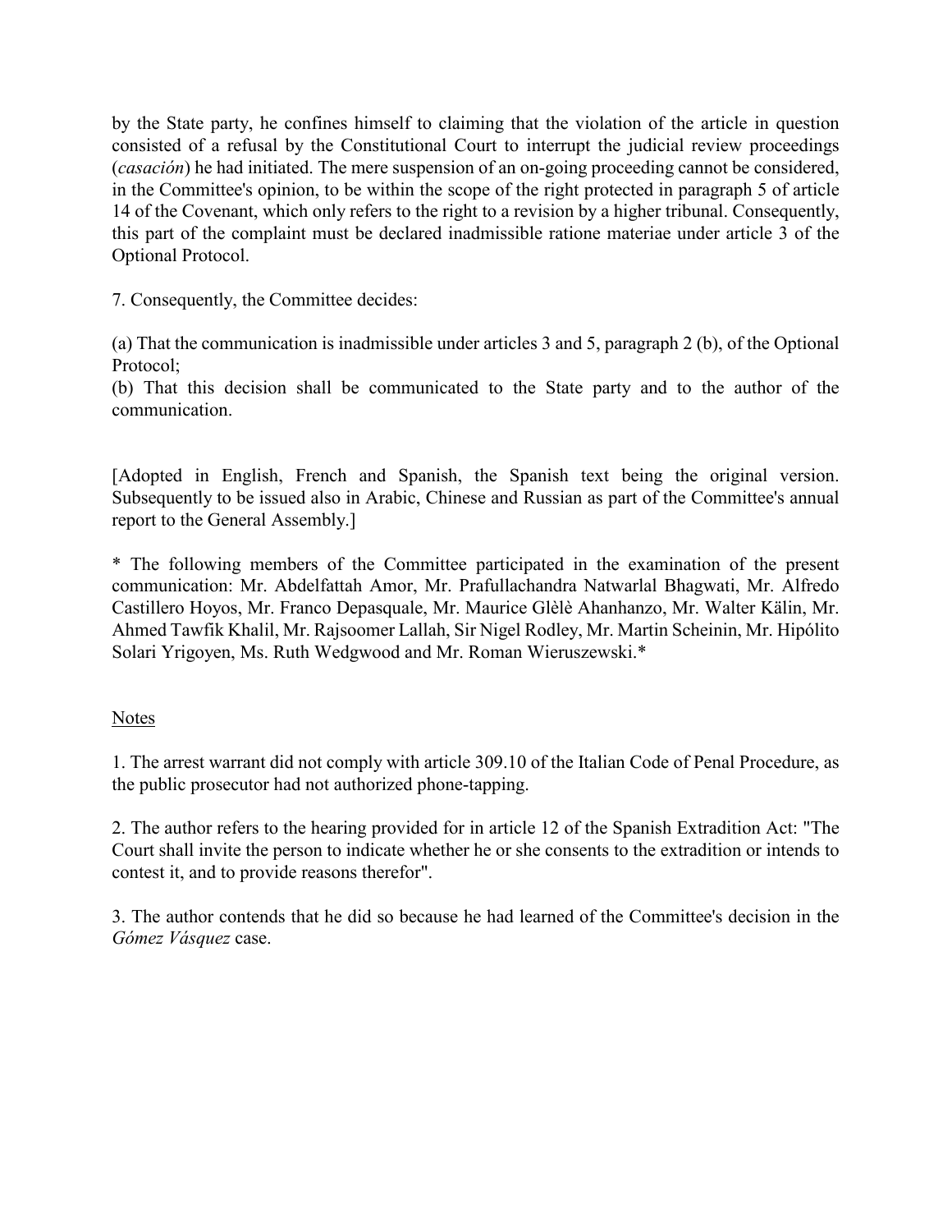by the State party, he confines himself to claiming that the violation of the article in question consisted of a refusal by the Constitutional Court to interrupt the judicial review proceedings (*casación*) he had initiated. The mere suspension of an on-going proceeding cannot be considered, in the Committee's opinion, to be within the scope of the right protected in paragraph 5 of article 14 of the Covenant, which only refers to the right to a revision by a higher tribunal. Consequently, this part of the complaint must be declared inadmissible ratione materiae under article 3 of the Optional Protocol.

7. Consequently, the Committee decides:

(a) That the communication is inadmissible under articles 3 and 5, paragraph 2 (b), of the Optional Protocol;
(b) That this decision shall be communicated to the State party and to the author of the communication.

[Adopted in English, French and Spanish, the Spanish text being the original version. Subsequently to be issued also in Arabic, Chinese and Russian as part of the Committee's annual report to the General Assembly.]

* The following members of the Committee participated in the examination of the present communication: Mr. Abdelfattah Amor, Mr. Prafullachandra Natwarlal Bhagwati, Mr. Alfredo Castillero Hoyos, Mr. Franco Depasquale, Mr. Maurice Glèlè Ahanhanzo, Mr. Walter Kälin, Mr. Ahmed Tawfik Khalil, Mr. Rajsoomer Lallah, Sir Nigel Rodley, Mr. Martin Scheinin, Mr. Hipólito Solari Yrigoyen, Ms. Ruth Wedgwood and Mr. Roman Wieruszewski.*

Notes

1. The arrest warrant did not comply with article 309.10 of the Italian Code of Penal Procedure, as the public prosecutor had not authorized phone-tapping.

2. The author refers to the hearing provided for in article 12 of the Spanish Extradition Act: "The Court shall invite the person to indicate whether he or she consents to the extradition or intends to contest it, and to provide reasons therefor".

3. The author contends that he did so because he had learned of the Committee's decision in the *Gómez Vásquez* case.